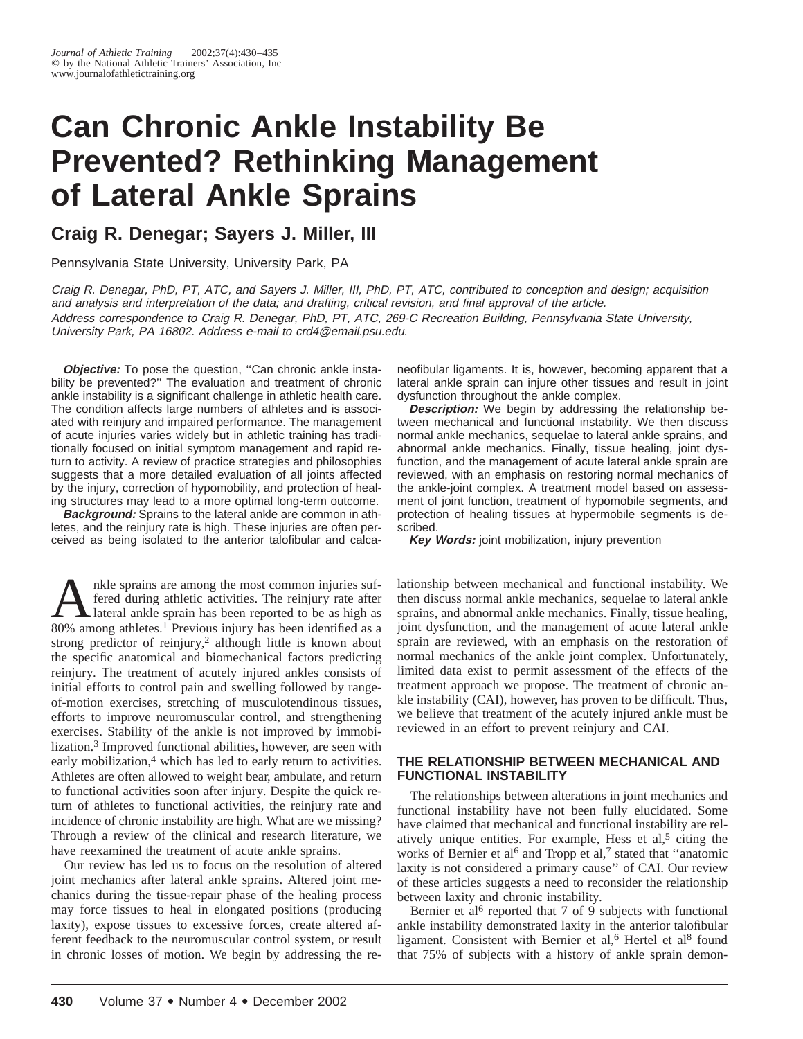# Can Chronic Ankle Instability Be Prevented? Rethinking Management of Lateral Ankle Sprains

## Craig R. Denegar; Sayers J. Miller, III

Pennsylvania State University, University Park, PA

*Craig R. Denegar, PhD, PT, ATC, and Sayers J. Miller, III, PhD, PT, ATC, contributed to conception and design; acquisition and analysis and interpretation of the data; and drafting, critical revision, and final approval of the article.*

*Address correspondence to Craig R. Denegar, PhD, PT, ATC, 269-C Recreation Building, Pennsylvania State University, University Park, PA 16802. Address e-mail to crd4@email.psu.edu.*

***Objective:*** To pose the question, ''Can chronic ankle instability be prevented?'' The evaluation and treatment of chronic ankle instability is a significant challenge in athletic health care. The condition affects large numbers of athletes and is associated with reinjury and impaired performance. The management of acute injuries varies widely but in athletic training has traditionally focused on initial symptom management and rapid return to activity. A review of practice strategies and philosophies suggests that a more detailed evaluation of all joints affected by the injury, correction of hypomobility, and protection of healing structures may lead to a more optimal long-term outcome.

***Background:*** Sprains to the lateral ankle are common in athletes, and the reinjury rate is high. These injuries are often perceived as being isolated to the anterior talofibular and calcaneofibular ligaments. It is, however, becoming apparent that a lateral ankle sprain can injure other tissues and result in joint dysfunction throughout the ankle complex.

***Description:*** We begin by addressing the relationship between mechanical and functional instability. We then discuss normal ankle mechanics, sequelae to lateral ankle sprains, and abnormal ankle mechanics. Finally, tissue healing, joint dysfunction, and the management of acute lateral ankle sprain are reviewed, with an emphasis on restoring normal mechanics of the ankle-joint complex. A treatment model based on assessment of joint function, treatment of hypomobile segments, and protection of healing tissues at hypermobile segments is described.

***Key Words:*** joint mobilization, injury prevention

Ankle sprains are among the most common injuries suffered during athletic activities. The reinjury rate after lateral ankle sprain has been reported to be as high as 80% among athletes.[1] Previous injury has been identified as a strong predictor of reinjury,[2] although little is known about the specific anatomical and biomechanical factors predicting reinjury. The treatment of acutely injured ankles consists of initial efforts to control pain and swelling followed by range-of-motion exercises, stretching of musculotendinous tissues, efforts to improve neuromuscular control, and strengthening exercises. Stability of the ankle is not improved by immobilization.[3] Improved functional abilities, however, are seen with early mobilization,[4] which has led to early return to activities. Athletes are often allowed to weight bear, ambulate, and return to functional activities soon after injury. Despite the quick return of athletes to functional activities, the reinjury rate and incidence of chronic instability are high. What are we missing? Through a review of the clinical and research literature, we have reexamined the treatment of acute ankle sprains.

Our review has led us to focus on the resolution of altered joint mechanics after lateral ankle sprains. Altered joint mechanics during the tissue-repair phase of the healing process may force tissues to heal in elongated positions (producing laxity), expose tissues to excessive forces, create altered afferent feedback to the neuromuscular control system, or result in chronic losses of motion. We begin by addressing the relationship between mechanical and functional instability. We then discuss normal ankle mechanics, sequelae to lateral ankle sprains, and abnormal ankle mechanics. Finally, tissue healing, joint dysfunction, and the management of acute lateral ankle sprain are reviewed, with an emphasis on the restoration of normal mechanics of the ankle joint complex. Unfortunately, limited data exist to permit assessment of the effects of the treatment approach we propose. The treatment of chronic ankle instability (CAI), however, has proven to be difficult. Thus, we believe that treatment of the acutely injured ankle must be reviewed in an effort to prevent reinjury and CAI.

## THE RELATIONSHIP BETWEEN MECHANICAL AND FUNCTIONAL INSTABILITY

The relationships between alterations in joint mechanics and functional instability have not been fully elucidated. Some have claimed that mechanical and functional instability are relatively unique entities. For example, Hess et al,[5] citing the works of Bernier et al[6] and Tropp et al,[7] stated that ''anatomic laxity is not considered a primary cause'' of CAI. Our review of these articles suggests a need to reconsider the relationship between laxity and chronic instability.

Bernier et al[6] reported that 7 of 9 subjects with functional ankle instability demonstrated laxity in the anterior talofibular ligament. Consistent with Bernier et al,[6] Hertel et al[8] found that 75% of subjects with a history of ankle sprain demon-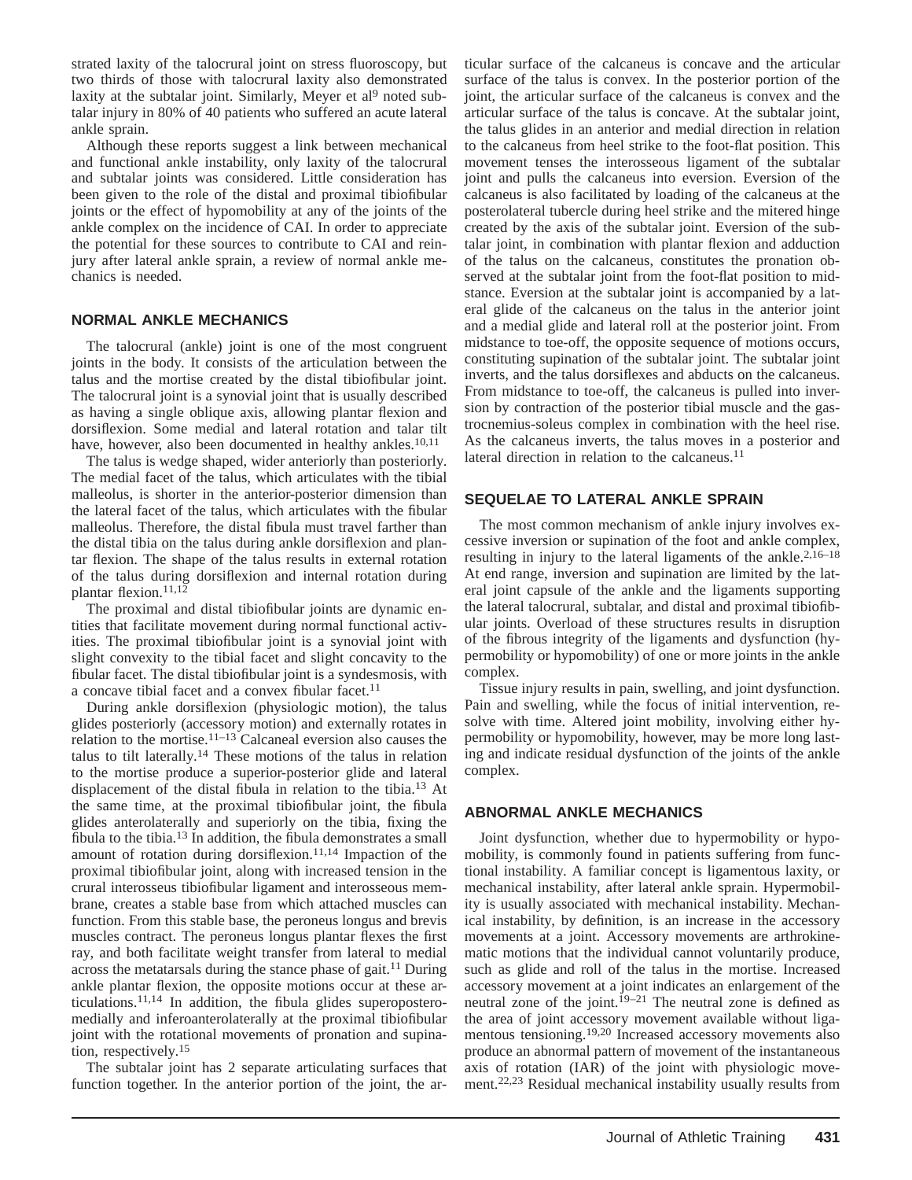strated laxity of the talocrural joint on stress fluoroscopy, but two thirds of those with talocrural laxity also demonstrated laxity at the subtalar joint. Similarly, Meyer et al[9] noted subtalar injury in 80% of 40 patients who suffered an acute lateral ankle sprain.

Although these reports suggest a link between mechanical and functional ankle instability, only laxity of the talocrural and subtalar joints was considered. Little consideration has been given to the role of the distal and proximal tibiofibular joints or the effect of hypomobility at any of the joints of the ankle complex on the incidence of CAI. In order to appreciate the potential for these sources to contribute to CAI and reinjury after lateral ankle sprain, a review of normal ankle mechanics is needed.

## NORMAL ANKLE MECHANICS

The talocrural (ankle) joint is one of the most congruent joints in the body. It consists of the articulation between the talus and the mortise created by the distal tibiofibular joint. The talocrural joint is a synovial joint that is usually described as having a single oblique axis, allowing plantar flexion and dorsiflexion. Some medial and lateral rotation and talar tilt have, however, also been documented in healthy ankles.[10,11]

The talus is wedge shaped, wider anteriorly than posteriorly. The medial facet of the talus, which articulates with the tibial malleolus, is shorter in the anterior-posterior dimension than the lateral facet of the talus, which articulates with the fibular malleolus. Therefore, the distal fibula must travel farther than the distal tibia on the talus during ankle dorsiflexion and plantar flexion. The shape of the talus results in external rotation of the talus during dorsiflexion and internal rotation during plantar flexion.[11,12]

The proximal and distal tibiofibular joints are dynamic entities that facilitate movement during normal functional activities. The proximal tibiofibular joint is a synovial joint with slight convexity to the tibial facet and slight concavity to the fibular facet. The distal tibiofibular joint is a syndesmosis, with a concave tibial facet and a convex fibular facet.[11]

During ankle dorsiflexion (physiologic motion), the talus glides posteriorly (accessory motion) and externally rotates in relation to the mortise.[11–13] Calcaneal eversion also causes the talus to tilt laterally.[14] These motions of the talus in relation to the mortise produce a superior-posterior glide and lateral displacement of the distal fibula in relation to the tibia.[13] At the same time, at the proximal tibiofibular joint, the fibula glides anterolaterally and superiorly on the tibia, fixing the fibula to the tibia.[13] In addition, the fibula demonstrates a small amount of rotation during dorsiflexion.[11,14] Impaction of the proximal tibiofibular joint, along with increased tension in the crural interosseus tibiofibular ligament and interosseous membrane, creates a stable base from which attached muscles can function. From this stable base, the peroneus longus and brevis muscles contract. The peroneus longus plantar flexes the first ray, and both facilitate weight transfer from lateral to medial across the metatarsals during the stance phase of gait.[11] During ankle plantar flexion, the opposite motions occur at these articulations.[11,14] In addition, the fibula glides superoposteromedially and inferoanterolaterally at the proximal tibiofibular joint with the rotational movements of pronation and supination, respectively.[15]

The subtalar joint has 2 separate articulating surfaces that function together. In the anterior portion of the joint, the articular surface of the calcaneus is concave and the articular surface of the talus is convex. In the posterior portion of the joint, the articular surface of the calcaneus is convex and the articular surface of the talus is concave. At the subtalar joint, the talus glides in an anterior and medial direction in relation to the calcaneus from heel strike to the foot-flat position. This movement tenses the interosseous ligament of the subtalar joint and pulls the calcaneus into eversion. Eversion of the calcaneus is also facilitated by loading of the calcaneus at the posterolateral tubercle during heel strike and the mitered hinge created by the axis of the subtalar joint. Eversion of the subtalar joint, in combination with plantar flexion and adduction of the talus on the calcaneus, constitutes the pronation observed at the subtalar joint from the foot-flat position to midstance. Eversion at the subtalar joint is accompanied by a lateral glide of the calcaneus on the talus in the anterior joint and a medial glide and lateral roll at the posterior joint. From midstance to toe-off, the opposite sequence of motions occurs, constituting supination of the subtalar joint. The subtalar joint inverts, and the talus dorsiflexes and abducts on the calcaneus. From midstance to toe-off, the calcaneus is pulled into inversion by contraction of the posterior tibial muscle and the gastrocnemius-soleus complex in combination with the heel rise. As the calcaneus inverts, the talus moves in a posterior and lateral direction in relation to the calcaneus.[11]

## SEQUELAE TO LATERAL ANKLE SPRAIN

The most common mechanism of ankle injury involves excessive inversion or supination of the foot and ankle complex, resulting in injury to the lateral ligaments of the ankle.[2,16–18] At end range, inversion and supination are limited by the lateral joint capsule of the ankle and the ligaments supporting the lateral talocrural, subtalar, and distal and proximal tibiofibular joints. Overload of these structures results in disruption of the fibrous integrity of the ligaments and dysfunction (hypermobility or hypomobility) of one or more joints in the ankle complex.

Tissue injury results in pain, swelling, and joint dysfunction. Pain and swelling, while the focus of initial intervention, resolve with time. Altered joint mobility, involving either hypermobility or hypomobility, however, may be more long lasting and indicate residual dysfunction of the joints of the ankle complex.

## ABNORMAL ANKLE MECHANICS

Joint dysfunction, whether due to hypermobility or hypomobility, is commonly found in patients suffering from functional instability. A familiar concept is ligamentous laxity, or mechanical instability, after lateral ankle sprain. Hypermobility is usually associated with mechanical instability. Mechanical instability, by definition, is an increase in the accessory movements at a joint. Accessory movements are arthrokinematic motions that the individual cannot voluntarily produce, such as glide and roll of the talus in the mortise. Increased accessory movement at a joint indicates an enlargement of the neutral zone of the joint.[19–21] The neutral zone is defined as the area of joint accessory movement available without ligamentous tensioning.[19,20] Increased accessory movements also produce an abnormal pattern of movement of the instantaneous axis of rotation (IAR) of the joint with physiologic movement.[22,23] Residual mechanical instability usually results from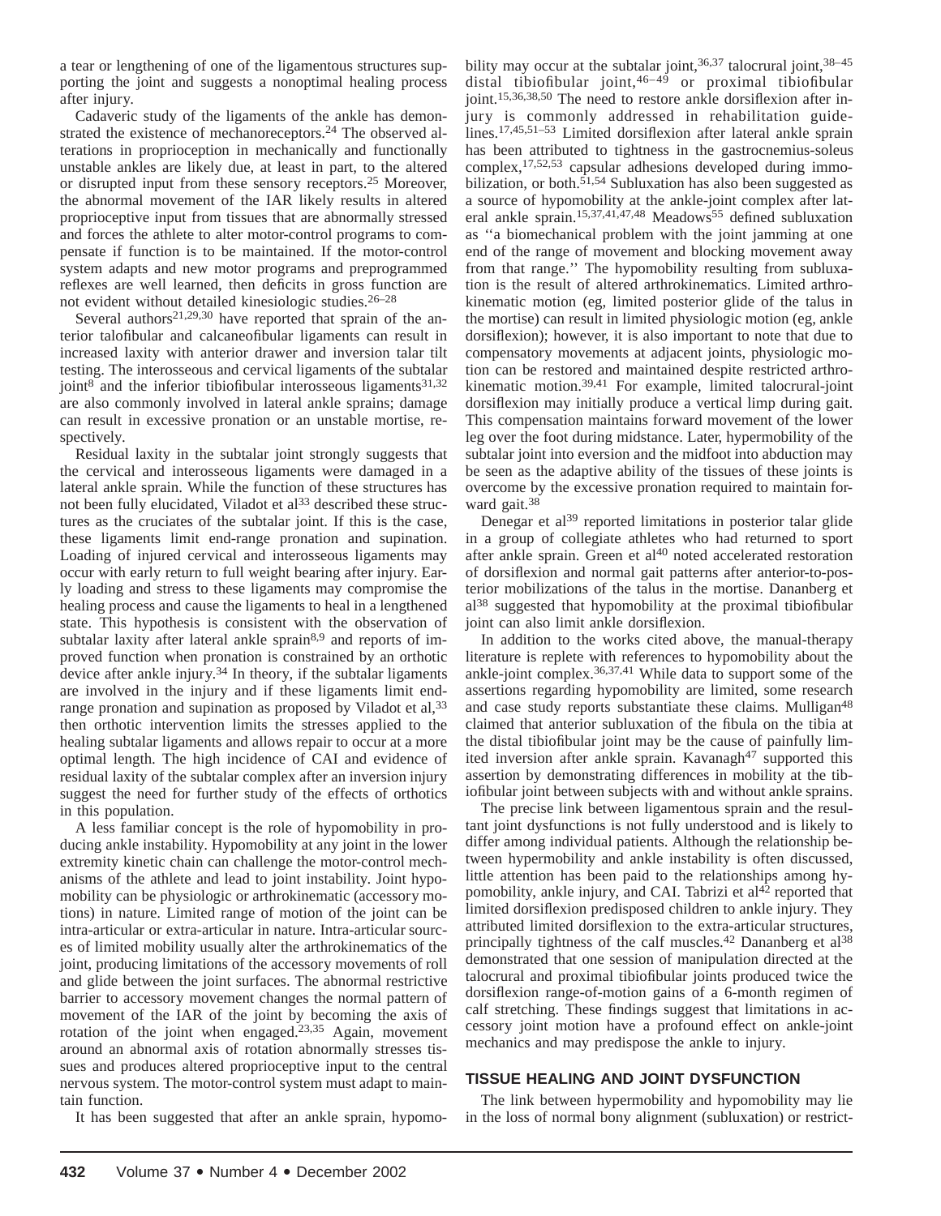a tear or lengthening of one of the ligamentous structures supporting the joint and suggests a nonoptimal healing process after injury.

Cadaveric study of the ligaments of the ankle has demonstrated the existence of mechanoreceptors.[24] The observed alterations in proprioception in mechanically and functionally unstable ankles are likely due, at least in part, to the altered or disrupted input from these sensory receptors.[25] Moreover, the abnormal movement of the IAR likely results in altered proprioceptive input from tissues that are abnormally stressed and forces the athlete to alter motor-control programs to compensate if function is to be maintained. If the motor-control system adapts and new motor programs and preprogrammed reflexes are well learned, then deficits in gross function are not evident without detailed kinesiologic studies.[26–28]

Several authors[21,29,30] have reported that sprain of the anterior talofibular and calcaneofibular ligaments can result in increased laxity with anterior drawer and inversion talar tilt testing. The interosseous and cervical ligaments of the subtalar joint[8] and the inferior tibiofibular interosseous ligaments[31,32] are also commonly involved in lateral ankle sprains; damage can result in excessive pronation or an unstable mortise, respectively.

Residual laxity in the subtalar joint strongly suggests that the cervical and interosseous ligaments were damaged in a lateral ankle sprain. While the function of these structures has not been fully elucidated, Viladot et al[33] described these structures as the cruciates of the subtalar joint. If this is the case, these ligaments limit end-range pronation and supination. Loading of injured cervical and interosseous ligaments may occur with early return to full weight bearing after injury. Early loading and stress to these ligaments may compromise the healing process and cause the ligaments to heal in a lengthened state. This hypothesis is consistent with the observation of subtalar laxity after lateral ankle sprain[8,9] and reports of improved function when pronation is constrained by an orthotic device after ankle injury.[34] In theory, if the subtalar ligaments are involved in the injury and if these ligaments limit end-range pronation and supination as proposed by Viladot et al,[33] then orthotic intervention limits the stresses applied to the healing subtalar ligaments and allows repair to occur at a more optimal length. The high incidence of CAI and evidence of residual laxity of the subtalar complex after an inversion injury suggest the need for further study of the effects of orthotics in this population.

A less familiar concept is the role of hypomobility in producing ankle instability. Hypomobility at any joint in the lower extremity kinetic chain can challenge the motor-control mechanisms of the athlete and lead to joint instability. Joint hypomobility can be physiologic or arthrokinematic (accessory motions) in nature. Limited range of motion of the joint can be intra-articular or extra-articular in nature. Intra-articular sources of limited mobility usually alter the arthrokinematics of the joint, producing limitations of the accessory movements of roll and glide between the joint surfaces. The abnormal restrictive barrier to accessory movement changes the normal pattern of movement of the IAR of the joint by becoming the axis of rotation of the joint when engaged.[23,35] Again, movement around an abnormal axis of rotation abnormally stresses tissues and produces altered proprioceptive input to the central nervous system. The motor-control system must adapt to maintain function.

It has been suggested that after an ankle sprain, hypomobility may occur at the subtalar joint,[36,37] talocrural joint,[38–45] distal tibiofibular joint,[46–49] or proximal tibiofibular joint.[15,36,38,50] The need to restore ankle dorsiflexion after injury is commonly addressed in rehabilitation guidelines.[17,45,51–53] Limited dorsiflexion after lateral ankle sprain has been attributed to tightness in the gastrocnemius-soleus complex,[17,52,53] capsular adhesions developed during immobilization, or both.[51,54] Subluxation has also been suggested as a source of hypomobility at the ankle-joint complex after lateral ankle sprain.[15,37,41,47,48] Meadows[55] defined subluxation as ''a biomechanical problem with the joint jamming at one end of the range of movement and blocking movement away from that range.'' The hypomobility resulting from subluxation is the result of altered arthrokinematics. Limited arthrokinematic motion (eg, limited posterior glide of the talus in the mortise) can result in limited physiologic motion (eg, ankle dorsiflexion); however, it is also important to note that due to compensatory movements at adjacent joints, physiologic motion can be restored and maintained despite restricted arthrokinematic motion.[39,41] For example, limited talocrural-joint dorsiflexion may initially produce a vertical limp during gait. This compensation maintains forward movement of the lower leg over the foot during midstance. Later, hypermobility of the subtalar joint into eversion and the midfoot into abduction may be seen as the adaptive ability of the tissues of these joints is overcome by the excessive pronation required to maintain forward gait.[38]

Denegar et al[39] reported limitations in posterior talar glide in a group of collegiate athletes who had returned to sport after ankle sprain. Green et al[40] noted accelerated restoration of dorsiflexion and normal gait patterns after anterior-to-posterior mobilizations of the talus in the mortise. Dananberg et al[38] suggested that hypomobility at the proximal tibiofibular joint can also limit ankle dorsiflexion.

In addition to the works cited above, the manual-therapy literature is replete with references to hypomobility about the ankle-joint complex.[36,37,41] While data to support some of the assertions regarding hypomobility are limited, some research and case study reports substantiate these claims. Mulligan[48] claimed that anterior subluxation of the fibula on the tibia at the distal tibiofibular joint may be the cause of painfully limited inversion after ankle sprain. Kavanagh[47] supported this assertion by demonstrating differences in mobility at the tibiofibular joint between subjects with and without ankle sprains.

The precise link between ligamentous sprain and the resultant joint dysfunctions is not fully understood and is likely to differ among individual patients. Although the relationship between hypermobility and ankle instability is often discussed, little attention has been paid to the relationships among hypomobility, ankle injury, and CAI. Tabrizi et al[42] reported that limited dorsiflexion predisposed children to ankle injury. They attributed limited dorsiflexion to the extra-articular structures, principally tightness of the calf muscles.[42] Dananberg et al[38] demonstrated that one session of manipulation directed at the talocrural and proximal tibiofibular joints produced twice the dorsiflexion range-of-motion gains of a 6-month regimen of calf stretching. These findings suggest that limitations in accessory joint motion have a profound effect on ankle-joint mechanics and may predispose the ankle to injury.

## TISSUE HEALING AND JOINT DYSFUNCTION

The link between hypermobility and hypomobility may lie in the loss of normal bony alignment (subluxation) or restrict-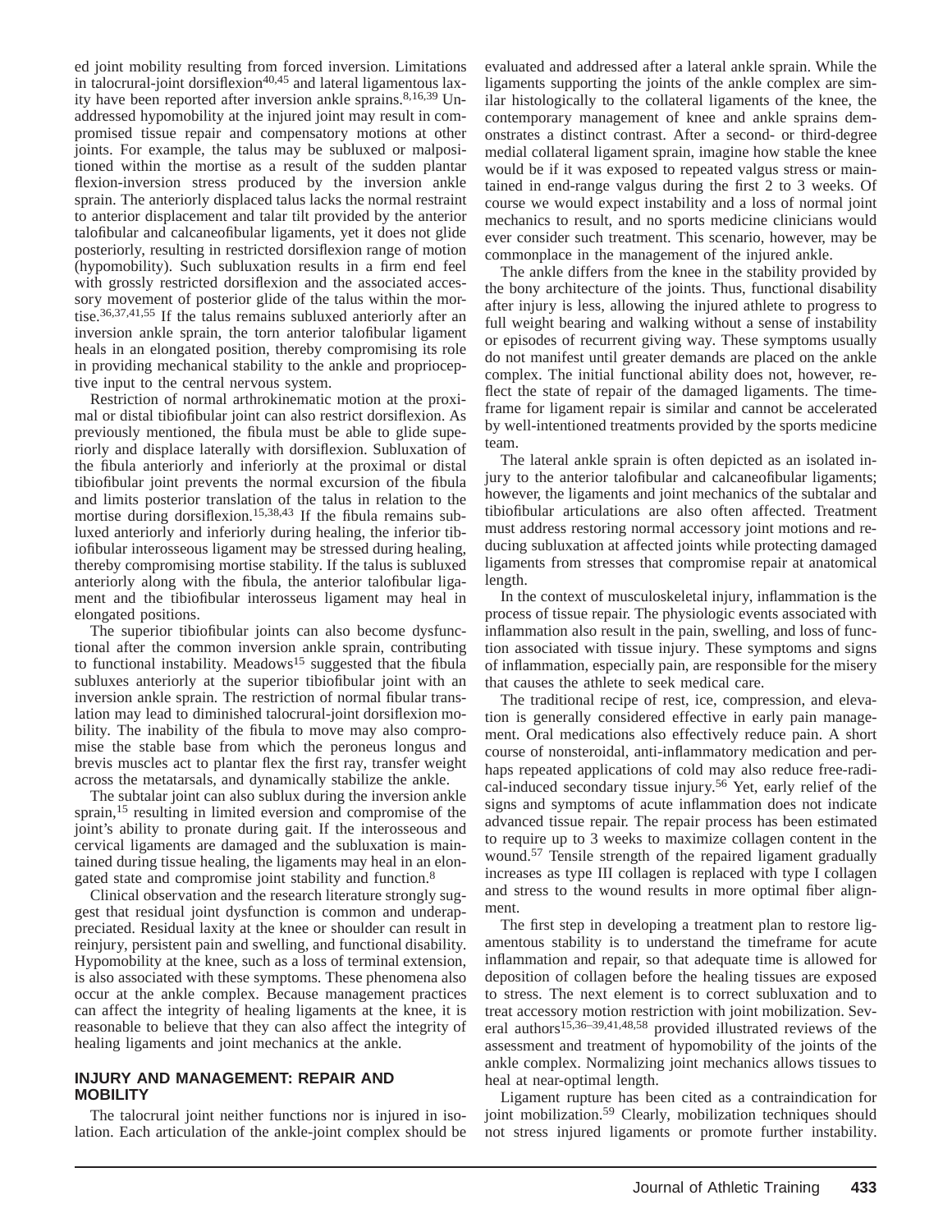ed joint mobility resulting from forced inversion. Limitations in talocrural-joint dorsiflexion[40,45] and lateral ligamentous laxity have been reported after inversion ankle sprains.[8,16,39] Unaddressed hypomobility at the injured joint may result in compromised tissue repair and compensatory motions at other joints. For example, the talus may be subluxed or malpositioned within the mortise as a result of the sudden plantar flexion-inversion stress produced by the inversion ankle sprain. The anteriorly displaced talus lacks the normal restraint to anterior displacement and talar tilt provided by the anterior talofibular and calcaneofibular ligaments, yet it does not glide posteriorly, resulting in restricted dorsiflexion range of motion (hypomobility). Such subluxation results in a firm end feel with grossly restricted dorsiflexion and the associated accessory movement of posterior glide of the talus within the mortise.[36,37,41,55] If the talus remains subluxed anteriorly after an inversion ankle sprain, the torn anterior talofibular ligament heals in an elongated position, thereby compromising its role in providing mechanical stability to the ankle and proprioceptive input to the central nervous system.

Restriction of normal arthrokinematic motion at the proximal or distal tibiofibular joint can also restrict dorsiflexion. As previously mentioned, the fibula must be able to glide superiorly and displace laterally with dorsiflexion. Subluxation of the fibula anteriorly and inferiorly at the proximal or distal tibiofibular joint prevents the normal excursion of the fibula and limits posterior translation of the talus in relation to the mortise during dorsiflexion.[15,38,43] If the fibula remains subluxed anteriorly and inferiorly during healing, the inferior tibiofibular interosseous ligament may be stressed during healing, thereby compromising mortise stability. If the talus is subluxed anteriorly along with the fibula, the anterior talofibular ligament and the tibiofibular interosseus ligament may heal in elongated positions.

The superior tibiofibular joints can also become dysfunctional after the common inversion ankle sprain, contributing to functional instability. Meadows[15] suggested that the fibula subluxes anteriorly at the superior tibiofibular joint with an inversion ankle sprain. The restriction of normal fibular translation may lead to diminished talocrural-joint dorsiflexion mobility. The inability of the fibula to move may also compromise the stable base from which the peroneus longus and brevis muscles act to plantar flex the first ray, transfer weight across the metatarsals, and dynamically stabilize the ankle.

The subtalar joint can also sublux during the inversion ankle sprain,[15] resulting in limited eversion and compromise of the joint's ability to pronate during gait. If the interosseous and cervical ligaments are damaged and the subluxation is maintained during tissue healing, the ligaments may heal in an elongated state and compromise joint stability and function.[8]

Clinical observation and the research literature strongly suggest that residual joint dysfunction is common and underappreciated. Residual laxity at the knee or shoulder can result in reinjury, persistent pain and swelling, and functional disability. Hypomobility at the knee, such as a loss of terminal extension, is also associated with these symptoms. These phenomena also occur at the ankle complex. Because management practices can affect the integrity of healing ligaments at the knee, it is reasonable to believe that they can also affect the integrity of healing ligaments and joint mechanics at the ankle.

## INJURY AND MANAGEMENT: REPAIR AND MOBILITY

The talocrural joint neither functions nor is injured in isolation. Each articulation of the ankle-joint complex should be evaluated and addressed after a lateral ankle sprain. While the ligaments supporting the joints of the ankle complex are similar histologically to the collateral ligaments of the knee, the contemporary management of knee and ankle sprains demonstrates a distinct contrast. After a second- or third-degree medial collateral ligament sprain, imagine how stable the knee would be if it was exposed to repeated valgus stress or maintained in end-range valgus during the first 2 to 3 weeks. Of course we would expect instability and a loss of normal joint mechanics to result, and no sports medicine clinicians would ever consider such treatment. This scenario, however, may be commonplace in the management of the injured ankle.

The ankle differs from the knee in the stability provided by the bony architecture of the joints. Thus, functional disability after injury is less, allowing the injured athlete to progress to full weight bearing and walking without a sense of instability or episodes of recurrent giving way. These symptoms usually do not manifest until greater demands are placed on the ankle complex. The initial functional ability does not, however, reflect the state of repair of the damaged ligaments. The timeframe for ligament repair is similar and cannot be accelerated by well-intentioned treatments provided by the sports medicine team.

The lateral ankle sprain is often depicted as an isolated injury to the anterior talofibular and calcaneofibular ligaments; however, the ligaments and joint mechanics of the subtalar and tibiofibular articulations are also often affected. Treatment must address restoring normal accessory joint motions and reducing subluxation at affected joints while protecting damaged ligaments from stresses that compromise repair at anatomical length.

In the context of musculoskeletal injury, inflammation is the process of tissue repair. The physiologic events associated with inflammation also result in the pain, swelling, and loss of function associated with tissue injury. These symptoms and signs of inflammation, especially pain, are responsible for the misery that causes the athlete to seek medical care.

The traditional recipe of rest, ice, compression, and elevation is generally considered effective in early pain management. Oral medications also effectively reduce pain. A short course of nonsteroidal, anti-inflammatory medication and perhaps repeated applications of cold may also reduce free-radical-induced secondary tissue injury.[56] Yet, early relief of the signs and symptoms of acute inflammation does not indicate advanced tissue repair. The repair process has been estimated to require up to 3 weeks to maximize collagen content in the wound.[57] Tensile strength of the repaired ligament gradually increases as type III collagen is replaced with type I collagen and stress to the wound results in more optimal fiber alignment.

The first step in developing a treatment plan to restore ligamentous stability is to understand the timeframe for acute inflammation and repair, so that adequate time is allowed for deposition of collagen before the healing tissues are exposed to stress. The next element is to correct subluxation and to treat accessory motion restriction with joint mobilization. Several authors[15,36–39,41,48,58] provided illustrated reviews of the assessment and treatment of hypomobility of the joints of the ankle complex. Normalizing joint mechanics allows tissues to heal at near-optimal length.

Ligament rupture has been cited as a contraindication for joint mobilization.[59] Clearly, mobilization techniques should not stress injured ligaments or promote further instability.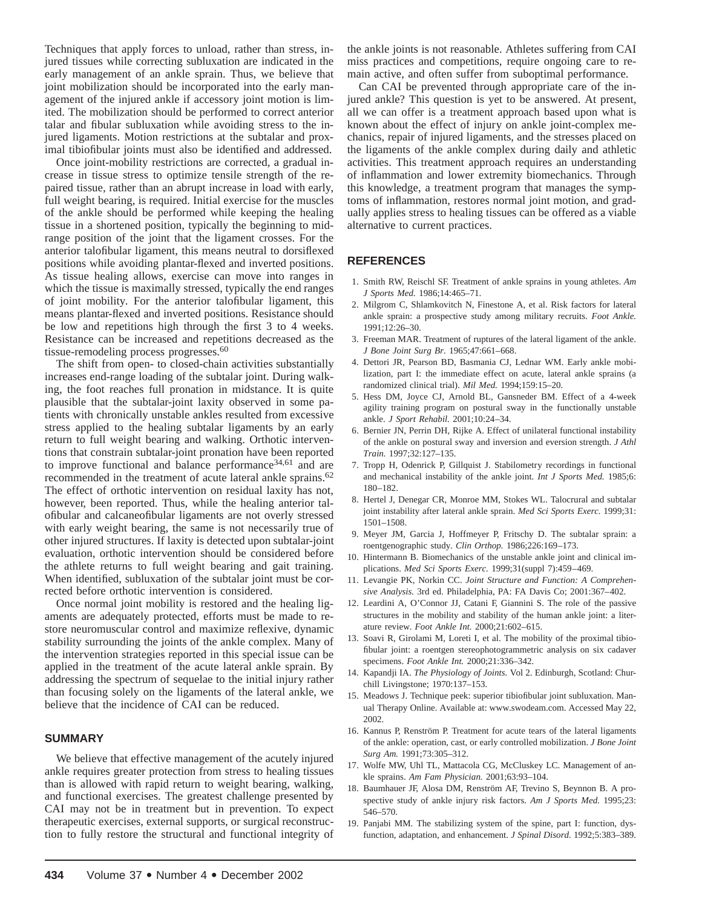Techniques that apply forces to unload, rather than stress, injured tissues while correcting subluxation are indicated in the early management of an ankle sprain. Thus, we believe that joint mobilization should be incorporated into the early management of the injured ankle if accessory joint motion is limited. The mobilization should be performed to correct anterior talar and fibular subluxation while avoiding stress to the injured ligaments. Motion restrictions at the subtalar and proximal tibiofibular joints must also be identified and addressed.

Once joint-mobility restrictions are corrected, a gradual increase in tissue stress to optimize tensile strength of the repaired tissue, rather than an abrupt increase in load with early, full weight bearing, is required. Initial exercise for the muscles of the ankle should be performed while keeping the healing tissue in a shortened position, typically the beginning to midrange position of the joint that the ligament crosses. For the anterior talofibular ligament, this means neutral to dorsiflexed positions while avoiding plantar-flexed and inverted positions. As tissue healing allows, exercise can move into ranges in which the tissue is maximally stressed, typically the end ranges of joint mobility. For the anterior talofibular ligament, this means plantar-flexed and inverted positions. Resistance should be low and repetitions high through the first 3 to 4 weeks. Resistance can be increased and repetitions decreased as the tissue-remodeling process progresses.[60]

The shift from open- to closed-chain activities substantially increases end-range loading of the subtalar joint. During walking, the foot reaches full pronation in midstance. It is quite plausible that the subtalar-joint laxity observed in some patients with chronically unstable ankles resulted from excessive stress applied to the healing subtalar ligaments by an early return to full weight bearing and walking. Orthotic interventions that constrain subtalar-joint pronation have been reported to improve functional and balance performance[34,61] and are recommended in the treatment of acute lateral ankle sprains.[62] The effect of orthotic intervention on residual laxity has not, however, been reported. Thus, while the healing anterior talofibular and calcaneofibular ligaments are not overly stressed with early weight bearing, the same is not necessarily true of other injured structures. If laxity is detected upon subtalar-joint evaluation, orthotic intervention should be considered before the athlete returns to full weight bearing and gait training. When identified, subluxation of the subtalar joint must be corrected before orthotic intervention is considered.

Once normal joint mobility is restored and the healing ligaments are adequately protected, efforts must be made to restore neuromuscular control and maximize reflexive, dynamic stability surrounding the joints of the ankle complex. Many of the intervention strategies reported in this special issue can be applied in the treatment of the acute lateral ankle sprain. By addressing the spectrum of sequelae to the initial injury rather than focusing solely on the ligaments of the lateral ankle, we believe that the incidence of CAI can be reduced.

## SUMMARY

We believe that effective management of the acutely injured ankle requires greater protection from stress to healing tissues than is allowed with rapid return to weight bearing, walking, and functional exercises. The greatest challenge presented by CAI may not be in treatment but in prevention. To expect therapeutic exercises, external supports, or surgical reconstruction to fully restore the structural and functional integrity of the ankle joints is not reasonable. Athletes suffering from CAI miss practices and competitions, require ongoing care to remain active, and often suffer from suboptimal performance.

Can CAI be prevented through appropriate care of the injured ankle? This question is yet to be answered. At present, all we can offer is a treatment approach based upon what is known about the effect of injury on ankle joint-complex mechanics, repair of injured ligaments, and the stresses placed on the ligaments of the ankle complex during daily and athletic activities. This treatment approach requires an understanding of inflammation and lower extremity biomechanics. Through this knowledge, a treatment program that manages the symptoms of inflammation, restores normal joint motion, and gradually applies stress to healing tissues can be offered as a viable alternative to current practices.

## REFERENCES

1. Smith RW, Reischl SF. Treatment of ankle sprains in young athletes. *Am J Sports Med.* 1986;14:465–71.
2. Milgrom C, Shlamkovitch N, Finestone A, et al. Risk factors for lateral ankle sprain: a prospective study among military recruits. *Foot Ankle.* 1991;12:26–30.
3. Freeman MAR. Treatment of ruptures of the lateral ligament of the ankle. *J Bone Joint Surg Br.* 1965;47:661–668.
4. Dettori JR, Pearson BD, Basmania CJ, Lednar WM. Early ankle mobilization, part I: the immediate effect on acute, lateral ankle sprains (a randomized clinical trial). *Mil Med.* 1994;159:15–20.
5. Hess DM, Joyce CJ, Arnold BL, Gansneder BM. Effect of a 4-week agility training program on postural sway in the functionally unstable ankle. *J Sport Rehabil.* 2001;10:24–34.
6. Bernier JN, Perrin DH, Rijke A. Effect of unilateral functional instability of the ankle on postural sway and inversion and eversion strength. *J Athl Train.* 1997;32:127–135.
7. Tropp H, Odenrick P, Gillquist J. Stabilometry recordings in functional and mechanical instability of the ankle joint. *Int J Sports Med.* 1985;6: 180–182.
8. Hertel J, Denegar CR, Monroe MM, Stokes WL. Talocrural and subtalar joint instability after lateral ankle sprain. *Med Sci Sports Exerc.* 1999;31: 1501–1508.
9. Meyer JM, Garcia J, Hoffmeyer P, Fritschy D. The subtalar sprain: a roentgenographic study. *Clin Orthop.* 1986;226:169–173.
10. Hintermann B. Biomechanics of the unstable ankle joint and clinical implications. *Med Sci Sports Exerc.* 1999;31(suppl 7):459–469.
11. Levangie PK, Norkin CC. *Joint Structure and Function: A Comprehensive Analysis.* 3rd ed. Philadelphia, PA: FA Davis Co; 2001:367–402.
12. Leardini A, O'Connor JJ, Catani F, Giannini S. The role of the passive structures in the mobility and stability of the human ankle joint: a literature review. *Foot Ankle Int.* 2000;21:602–615.
13. Soavi R, Girolami M, Loreti I, et al. The mobility of the proximal tibiofibular joint: a roentgen stereophotogrammetric analysis on six cadaver specimens. *Foot Ankle Int.* 2000;21:336–342.
14. Kapandji IA. *The Physiology of Joints.* Vol 2. Edinburgh, Scotland: Churchill Livingstone; 1970:137–153.
15. Meadows J. Technique peek: superior tibiofibular joint subluxation. Manual Therapy Online. Available at: www.swodeam.com. Accessed May 22, 2002.
16. Kannus P, Renström P. Treatment for acute tears of the lateral ligaments of the ankle: operation, cast, or early controlled mobilization. *J Bone Joint Surg Am.* 1991;73:305–312.
17. Wolfe MW, Uhl TL, Mattacola CG, McCluskey LC. Management of ankle sprains. *Am Fam Physician.* 2001;63:93–104.
18. Baumhauer JF, Alosa DM, Renström AF, Trevino S, Beynnon B. A prospective study of ankle injury risk factors. *Am J Sports Med.* 1995;23: 546–570.
19. Panjabi MM. The stabilizing system of the spine, part I: function, dysfunction, adaptation, and enhancement. *J Spinal Disord.* 1992;5:383–389.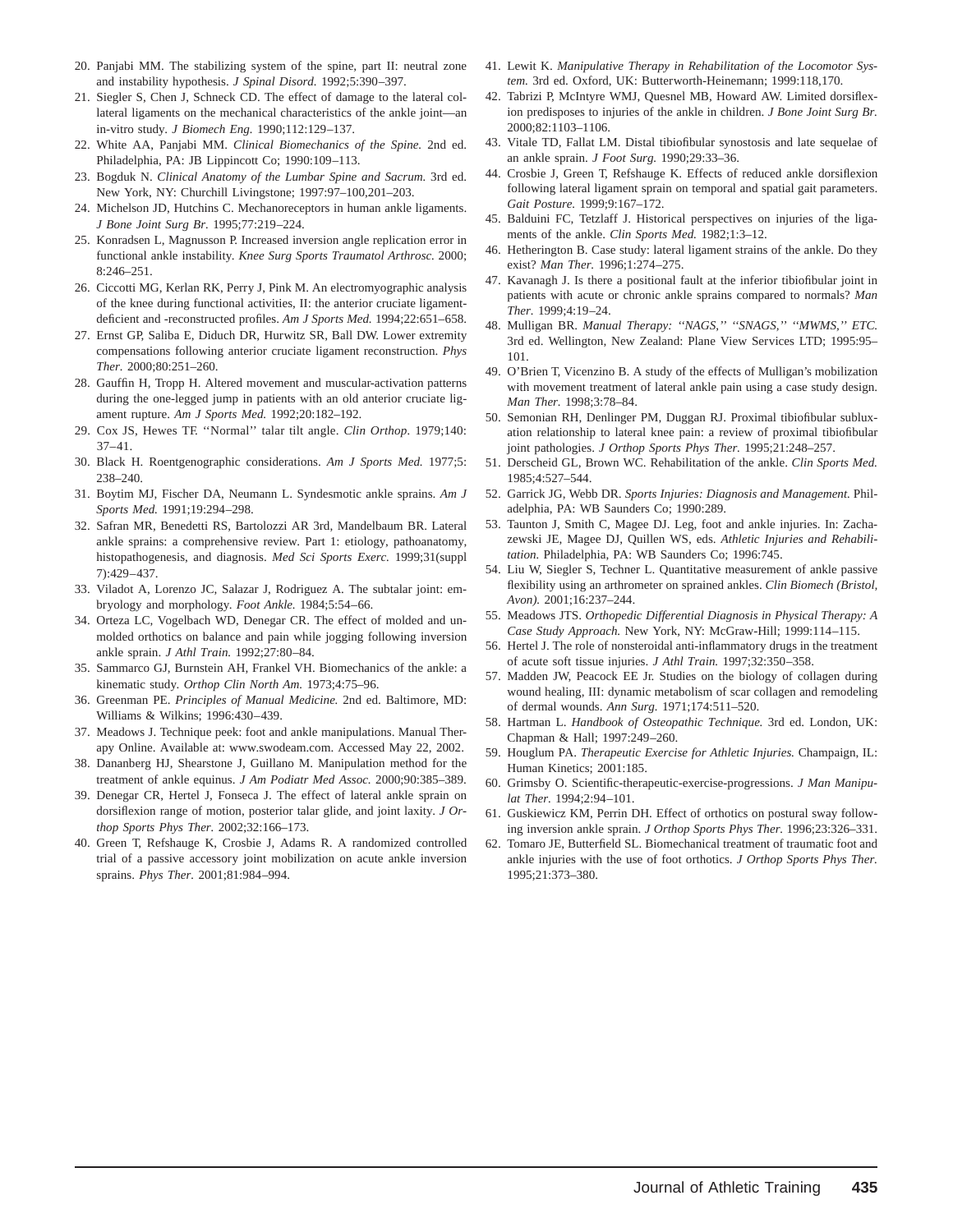20. Panjabi MM. The stabilizing system of the spine, part II: neutral zone and instability hypothesis. *J Spinal Disord.* 1992;5:390–397.
21. Siegler S, Chen J, Schneck CD. The effect of damage to the lateral collateral ligaments on the mechanical characteristics of the ankle joint—an in-vitro study. *J Biomech Eng.* 1990;112:129–137.
22. White AA, Panjabi MM. *Clinical Biomechanics of the Spine.* 2nd ed. Philadelphia, PA: JB Lippincott Co; 1990:109–113.
23. Bogduk N. *Clinical Anatomy of the Lumbar Spine and Sacrum.* 3rd ed. New York, NY: Churchill Livingstone; 1997:97–100,201–203.
24. Michelson JD, Hutchins C. Mechanoreceptors in human ankle ligaments. *J Bone Joint Surg Br.* 1995;77:219–224.
25. Konradsen L, Magnusson P. Increased inversion angle replication error in functional ankle instability. *Knee Surg Sports Traumatol Arthrosc.* 2000; 8:246–251.
26. Ciccotti MG, Kerlan RK, Perry J, Pink M. An electromyographic analysis of the knee during functional activities, II: the anterior cruciate ligament-deficient and -reconstructed profiles. *Am J Sports Med.* 1994;22:651–658.
27. Ernst GP, Saliba E, Diduch DR, Hurwitz SR, Ball DW. Lower extremity compensations following anterior cruciate ligament reconstruction. *Phys Ther.* 2000;80:251–260.
28. Gauffin H, Tropp H. Altered movement and muscular-activation patterns during the one-legged jump in patients with an old anterior cruciate ligament rupture. *Am J Sports Med.* 1992;20:182–192.
29. Cox JS, Hewes TF. ''Normal'' talar tilt angle. *Clin Orthop.* 1979;140: 37–41.
30. Black H. Roentgenographic considerations. *Am J Sports Med.* 1977;5: 238–240.
31. Boytim MJ, Fischer DA, Neumann L. Syndesmotic ankle sprains. *Am J Sports Med.* 1991;19:294–298.
32. Safran MR, Benedetti RS, Bartolozzi AR 3rd, Mandelbaum BR. Lateral ankle sprains: a comprehensive review. Part 1: etiology, pathoanatomy, histopathogenesis, and diagnosis. *Med Sci Sports Exerc.* 1999;31(suppl 7):429–437.
33. Viladot A, Lorenzo JC, Salazar J, Rodriguez A. The subtalar joint: embryology and morphology. *Foot Ankle.* 1984;5:54–66.
34. Orteza LC, Vogelbach WD, Denegar CR. The effect of molded and unmolded orthotics on balance and pain while jogging following inversion ankle sprain. *J Athl Train.* 1992;27:80–84.
35. Sammarco GJ, Burnstein AH, Frankel VH. Biomechanics of the ankle: a kinematic study. *Orthop Clin North Am.* 1973;4:75–96.
36. Greenman PE. *Principles of Manual Medicine.* 2nd ed. Baltimore, MD: Williams & Wilkins; 1996:430–439.
37. Meadows J. Technique peek: foot and ankle manipulations. Manual Therapy Online. Available at: www.swodeam.com. Accessed May 22, 2002.
38. Dananberg HJ, Shearstone J, Guillano M. Manipulation method for the treatment of ankle equinus. *J Am Podiatr Med Assoc.* 2000;90:385–389.
39. Denegar CR, Hertel J, Fonseca J. The effect of lateral ankle sprain on dorsiflexion range of motion, posterior talar glide, and joint laxity. *J Orthop Sports Phys Ther.* 2002;32:166–173.
40. Green T, Refshauge K, Crosbie J, Adams R. A randomized controlled trial of a passive accessory joint mobilization on acute ankle inversion sprains. *Phys Ther.* 2001;81:984–994.
41. Lewit K. *Manipulative Therapy in Rehabilitation of the Locomotor System.* 3rd ed. Oxford, UK: Butterworth-Heinemann; 1999:118,170.
42. Tabrizi P, McIntyre WMJ, Quesnel MB, Howard AW. Limited dorsiflexion predisposes to injuries of the ankle in children. *J Bone Joint Surg Br.* 2000;82:1103–1106.
43. Vitale TD, Fallat LM. Distal tibiofibular synostosis and late sequelae of an ankle sprain. *J Foot Surg.* 1990;29:33–36.
44. Crosbie J, Green T, Refshauge K. Effects of reduced ankle dorsiflexion following lateral ligament sprain on temporal and spatial gait parameters. *Gait Posture.* 1999;9:167–172.
45. Balduini FC, Tetzlaff J. Historical perspectives on injuries of the ligaments of the ankle. *Clin Sports Med.* 1982;1:3–12.
46. Hetherington B. Case study: lateral ligament strains of the ankle. Do they exist? *Man Ther.* 1996;1:274–275.
47. Kavanagh J. Is there a positional fault at the inferior tibiofibular joint in patients with acute or chronic ankle sprains compared to normals? *Man Ther.* 1999;4:19–24.
48. Mulligan BR. *Manual Therapy: ''NAGS,'' ''SNAGS,'' ''MWMS,'' ETC.* 3rd ed. Wellington, New Zealand: Plane View Services LTD; 1995:95–101.
49. O'Brien T, Vicenzino B. A study of the effects of Mulligan's mobilization with movement treatment of lateral ankle pain using a case study design. *Man Ther.* 1998;3:78–84.
50. Semonian RH, Denlinger PM, Duggan RJ. Proximal tibiofibular subluxation relationship to lateral knee pain: a review of proximal tibiofibular joint pathologies. *J Orthop Sports Phys Ther.* 1995;21:248–257.
51. Derscheid GL, Brown WC. Rehabilitation of the ankle. *Clin Sports Med.* 1985;4:527–544.
52. Garrick JG, Webb DR. *Sports Injuries: Diagnosis and Management.* Philadelphia, PA: WB Saunders Co; 1990:289.
53. Taunton J, Smith C, Magee DJ. Leg, foot and ankle injuries. In: Zachazewski JE, Magee DJ, Quillen WS, eds. *Athletic Injuries and Rehabilitation.* Philadelphia, PA: WB Saunders Co; 1996:745.
54. Liu W, Siegler S, Techner L. Quantitative measurement of ankle passive flexibility using an arthrometer on sprained ankles. *Clin Biomech (Bristol, Avon).* 2001;16:237–244.
55. Meadows JTS. *Orthopedic Differential Diagnosis in Physical Therapy: A Case Study Approach.* New York, NY: McGraw-Hill; 1999:114–115.
56. Hertel J. The role of nonsteroidal anti-inflammatory drugs in the treatment of acute soft tissue injuries. *J Athl Train.* 1997;32:350–358.
57. Madden JW, Peacock EE Jr. Studies on the biology of collagen during wound healing, III: dynamic metabolism of scar collagen and remodeling of dermal wounds. *Ann Surg.* 1971;174:511–520.
58. Hartman L. *Handbook of Osteopathic Technique.* 3rd ed. London, UK: Chapman & Hall; 1997:249–260.
59. Houglum PA. *Therapeutic Exercise for Athletic Injuries.* Champaign, IL: Human Kinetics; 2001:185.
60. Grimsby O. Scientific-therapeutic-exercise-progressions. *J Man Manipulat Ther.* 1994;2:94–101.
61. Guskiewicz KM, Perrin DH. Effect of orthotics on postural sway following inversion ankle sprain. *J Orthop Sports Phys Ther.* 1996;23:326–331.
62. Tomaro JE, Butterfield SL. Biomechanical treatment of traumatic foot and ankle injuries with the use of foot orthotics. *J Orthop Sports Phys Ther.* 1995;21:373–380.